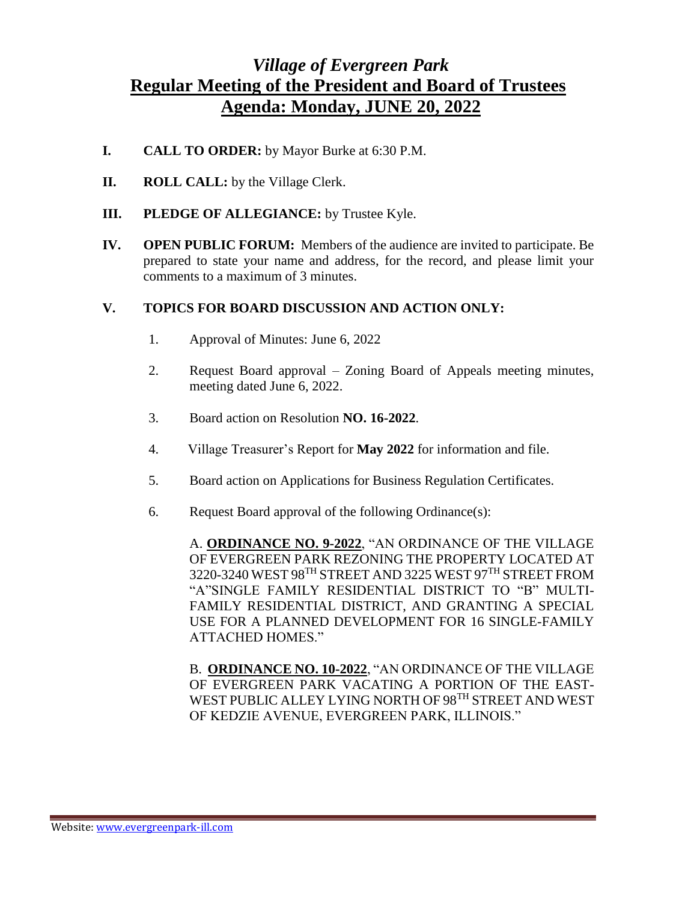# *Village of Evergreen Park*

## Regular Meeting of the President and Board of Trustees

## Agenda: Monday, JUNE 20, 2022

**I.** **CALL TO ORDER:** by Mayor Burke at 6:30 P.M.

**II.** **ROLL CALL:** by the Village Clerk.

**III.** **PLEDGE OF ALLEGIANCE:** by Trustee Kyle.

**IV.** **OPEN PUBLIC FORUM:** Members of the audience are invited to participate. Be prepared to state your name and address, for the record, and please limit your comments to a maximum of 3 minutes.

**V.** **TOPICS FOR BOARD DISCUSSION AND ACTION ONLY:**

1. Approval of Minutes: June 6, 2022

2. Request Board approval – Zoning Board of Appeals meeting minutes, meeting dated June 6, 2022.

3. Board action on Resolution **NO. 16-2022**.

4. Village Treasurer's Report for **May 2022** for information and file.

5. Board action on Applications for Business Regulation Certificates.

6. Request Board approval of the following Ordinance(s):

   A. **ORDINANCE NO. 9-2022**, "AN ORDINANCE OF THE VILLAGE OF EVERGREEN PARK REZONING THE PROPERTY LOCATED AT 3220-3240 WEST 98TH STREET AND 3225 WEST 97TH STREET FROM "A"SINGLE FAMILY RESIDENTIAL DISTRICT TO "B" MULTI-FAMILY RESIDENTIAL DISTRICT, AND GRANTING A SPECIAL USE FOR A PLANNED DEVELOPMENT FOR 16 SINGLE-FAMILY ATTACHED HOMES."

   B. **ORDINANCE NO. 10-2022**, "AN ORDINANCE OF THE VILLAGE OF EVERGREEN PARK VACATING A PORTION OF THE EAST-WEST PUBLIC ALLEY LYING NORTH OF 98TH STREET AND WEST OF KEDZIE AVENUE, EVERGREEN PARK, ILLINOIS."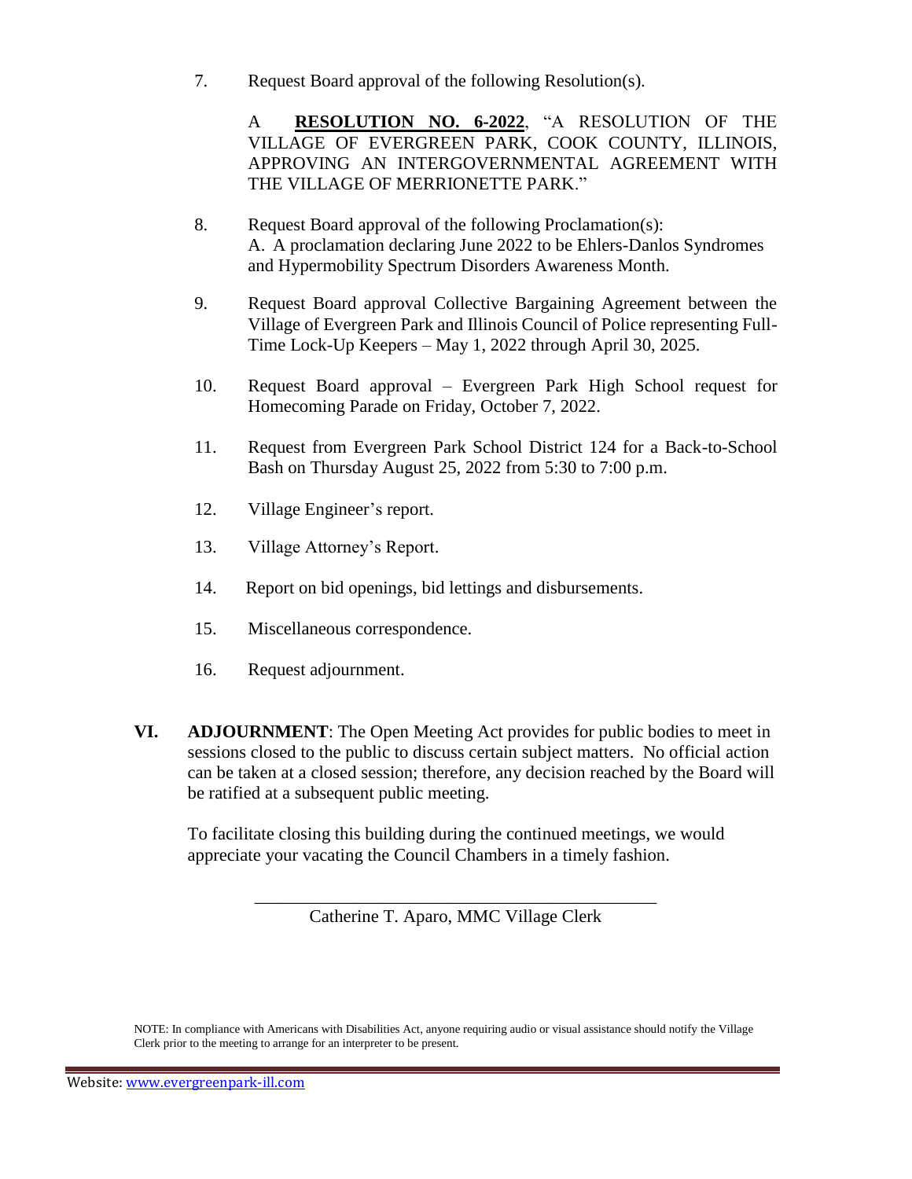7. Request Board approval of the following Resolution(s).

   A **RESOLUTION NO. 6-2022**, "A RESOLUTION OF THE VILLAGE OF EVERGREEN PARK, COOK COUNTY, ILLINOIS, APPROVING AN INTERGOVERNMENTAL AGREEMENT WITH THE VILLAGE OF MERRIONETTE PARK."

8. Request Board approval of the following Proclamation(s):
   A. A proclamation declaring June 2022 to be Ehlers-Danlos Syndromes and Hypermobility Spectrum Disorders Awareness Month.

9. Request Board approval Collective Bargaining Agreement between the Village of Evergreen Park and Illinois Council of Police representing Full-Time Lock-Up Keepers – May 1, 2022 through April 30, 2025.

10. Request Board approval – Evergreen Park High School request for Homecoming Parade on Friday, October 7, 2022.

11. Request from Evergreen Park School District 124 for a Back-to-School Bash on Thursday August 25, 2022 from 5:30 to 7:00 p.m.

12. Village Engineer's report.

13. Village Attorney's Report.

14. Report on bid openings, bid lettings and disbursements.

15. Miscellaneous correspondence.

16. Request adjournment.

**VI. ADJOURNMENT**: The Open Meeting Act provides for public bodies to meet in sessions closed to the public to discuss certain subject matters. No official action can be taken at a closed session; therefore, any decision reached by the Board will be ratified at a subsequent public meeting.

To facilitate closing this building during the continued meetings, we would appreciate your vacating the Council Chambers in a timely fashion.

\_\_\_\_\_\_\_\_\_\_\_\_\_\_\_\_\_\_\_\_\_\_\_\_\_\_\_\_\_\_\_\_\_\_\_\_\_\_\_\_\_\_\_\_\_

Catherine T. Aparo, MMC Village Clerk

NOTE: In compliance with Americans with Disabilities Act, anyone requiring audio or visual assistance should notify the Village Clerk prior to the meeting to arrange for an interpreter to be present.

Website: www.evergreenpark-ill.com